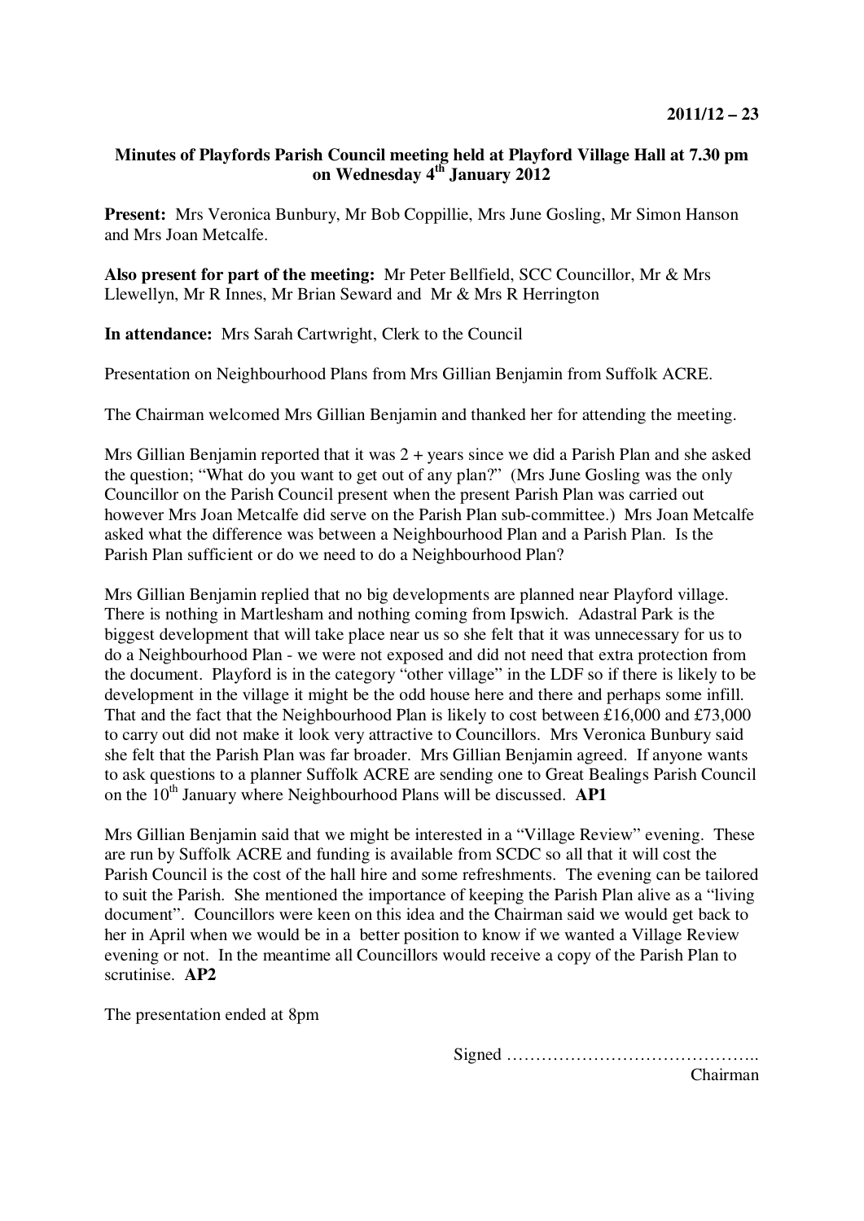**2011/12 – 23**

**Minutes of Playfords Parish Council meeting held at Playford Village Hall at 7.30 pm on Wednesday 4th January 2012**

**Present:** Mrs Veronica Bunbury, Mr Bob Coppillie, Mrs June Gosling, Mr Simon Hanson and Mrs Joan Metcalfe.

**Also present for part of the meeting:** Mr Peter Bellfield, SCC Councillor, Mr & Mrs Llewellyn, Mr R Innes, Mr Brian Seward and Mr & Mrs R Herrington

**In attendance:** Mrs Sarah Cartwright, Clerk to the Council

Presentation on Neighbourhood Plans from Mrs Gillian Benjamin from Suffolk ACRE.

The Chairman welcomed Mrs Gillian Benjamin and thanked her for attending the meeting.

Mrs Gillian Benjamin reported that it was 2 + years since we did a Parish Plan and she asked the question; "What do you want to get out of any plan?" (Mrs June Gosling was the only Councillor on the Parish Council present when the present Parish Plan was carried out however Mrs Joan Metcalfe did serve on the Parish Plan sub-committee.) Mrs Joan Metcalfe asked what the difference was between a Neighbourhood Plan and a Parish Plan. Is the Parish Plan sufficient or do we need to do a Neighbourhood Plan?

Mrs Gillian Benjamin replied that no big developments are planned near Playford village. There is nothing in Martlesham and nothing coming from Ipswich. Adastral Park is the biggest development that will take place near us so she felt that it was unnecessary for us to do a Neighbourhood Plan - we were not exposed and did not need that extra protection from the document. Playford is in the category "other village" in the LDF so if there is likely to be development in the village it might be the odd house here and there and perhaps some infill. That and the fact that the Neighbourhood Plan is likely to cost between £16,000 and £73,000 to carry out did not make it look very attractive to Councillors. Mrs Veronica Bunbury said she felt that the Parish Plan was far broader. Mrs Gillian Benjamin agreed. If anyone wants to ask questions to a planner Suffolk ACRE are sending one to Great Bealings Parish Council on the 10th January where Neighbourhood Plans will be discussed. **AP1**

Mrs Gillian Benjamin said that we might be interested in a "Village Review" evening. These are run by Suffolk ACRE and funding is available from SCDC so all that it will cost the Parish Council is the cost of the hall hire and some refreshments. The evening can be tailored to suit the Parish. She mentioned the importance of keeping the Parish Plan alive as a "living document". Councillors were keen on this idea and the Chairman said we would get back to her in April when we would be in a better position to know if we wanted a Village Review evening or not. In the meantime all Councillors would receive a copy of the Parish Plan to scrutinise. **AP2**

The presentation ended at 8pm

Signed ……………………………………..
Chairman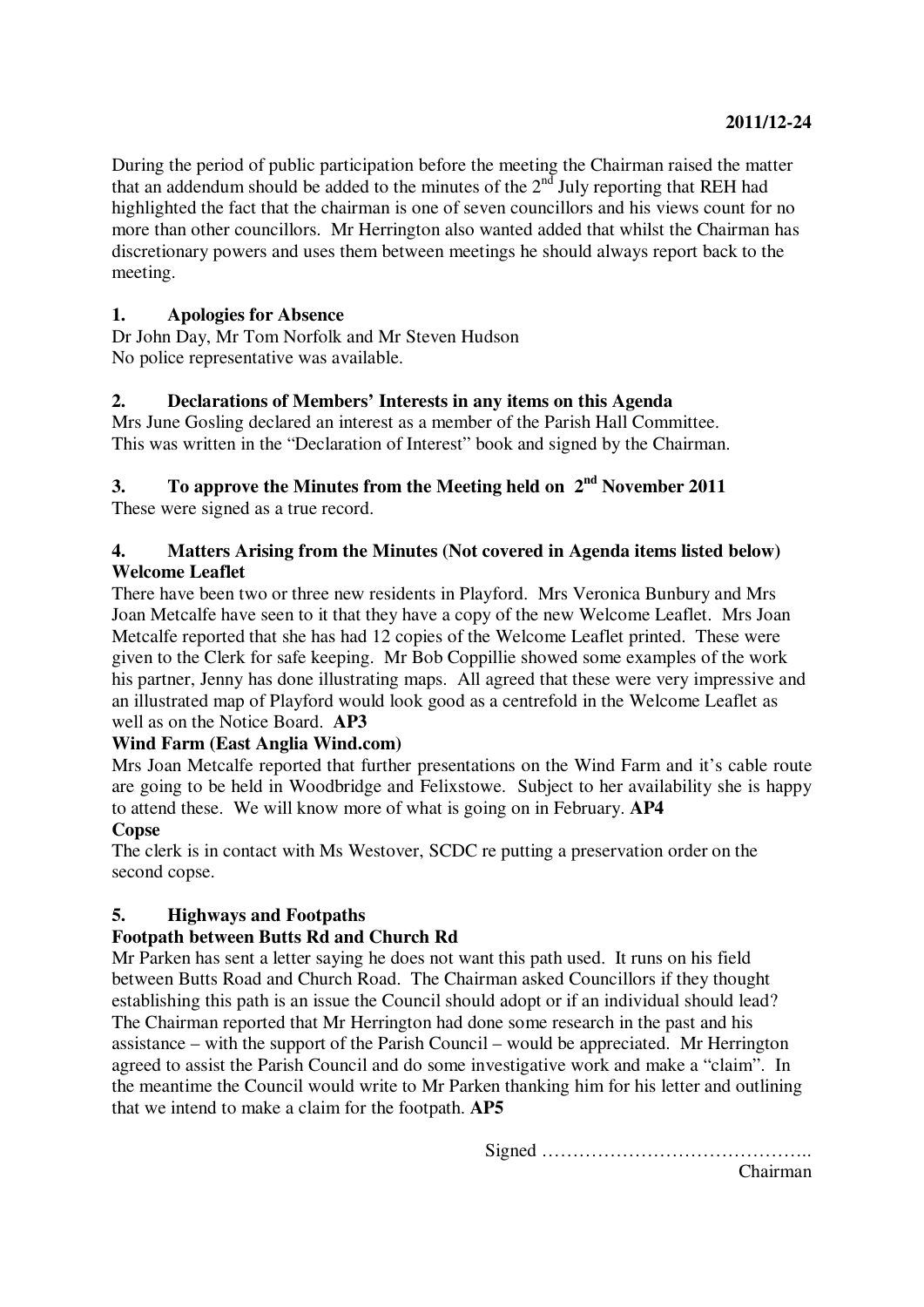**2011/12-24**

During the period of public participation before the meeting the Chairman raised the matter that an addendum should be added to the minutes of the 2nd July reporting that REH had highlighted the fact that the chairman is one of seven councillors and his views count for no more than other councillors. Mr Herrington also wanted added that whilst the Chairman has discretionary powers and uses them between meetings he should always report back to the meeting.

**1. Apologies for Absence**

Dr John Day, Mr Tom Norfolk and Mr Steven Hudson
No police representative was available.

**2. Declarations of Members' Interests in any items on this Agenda**

Mrs June Gosling declared an interest as a member of the Parish Hall Committee.
This was written in the "Declaration of Interest" book and signed by the Chairman.

**3. To approve the Minutes from the Meeting held on 2nd November 2011**

These were signed as a true record.

**4. Matters Arising from the Minutes (Not covered in Agenda items listed below)**

**Welcome Leaflet**

There have been two or three new residents in Playford. Mrs Veronica Bunbury and Mrs Joan Metcalfe have seen to it that they have a copy of the new Welcome Leaflet. Mrs Joan Metcalfe reported that she has had 12 copies of the Welcome Leaflet printed. These were given to the Clerk for safe keeping. Mr Bob Coppillie showed some examples of the work his partner, Jenny has done illustrating maps. All agreed that these were very impressive and an illustrated map of Playford would look good as a centrefold in the Welcome Leaflet as well as on the Notice Board. **AP3**

**Wind Farm (East Anglia Wind.com)**

Mrs Joan Metcalfe reported that further presentations on the Wind Farm and it's cable route are going to be held in Woodbridge and Felixstowe. Subject to her availability she is happy to attend these. We will know more of what is going on in February. **AP4**

**Copse**

The clerk is in contact with Ms Westover, SCDC re putting a preservation order on the second copse.

**5. Highways and Footpaths**

**Footpath between Butts Rd and Church Rd**

Mr Parken has sent a letter saying he does not want this path used. It runs on his field between Butts Road and Church Road. The Chairman asked Councillors if they thought establishing this path is an issue the Council should adopt or if an individual should lead? The Chairman reported that Mr Herrington had done some research in the past and his assistance – with the support of the Parish Council – would be appreciated. Mr Herrington agreed to assist the Parish Council and do some investigative work and make a "claim". In the meantime the Council would write to Mr Parken thanking him for his letter and outlining that we intend to make a claim for the footpath. **AP5**

Signed ……………………………………..
Chairman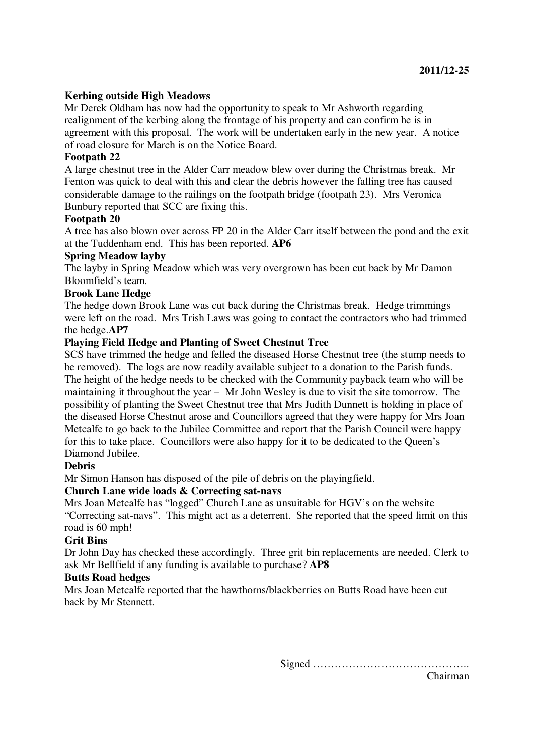**2011/12-25**

**Kerbing outside High Meadows**

Mr Derek Oldham has now had the opportunity to speak to Mr Ashworth regarding realignment of the kerbing along the frontage of his property and can confirm he is in agreement with this proposal. The work will be undertaken early in the new year. A notice of road closure for March is on the Notice Board.

**Footpath 22**

A large chestnut tree in the Alder Carr meadow blew over during the Christmas break. Mr Fenton was quick to deal with this and clear the debris however the falling tree has caused considerable damage to the railings on the footpath bridge (footpath 23). Mrs Veronica Bunbury reported that SCC are fixing this.

**Footpath 20**

A tree has also blown over across FP 20 in the Alder Carr itself between the pond and the exit at the Tuddenham end. This has been reported. **AP6**

**Spring Meadow layby**

The layby in Spring Meadow which was very overgrown has been cut back by Mr Damon Bloomfield's team.

**Brook Lane Hedge**

The hedge down Brook Lane was cut back during the Christmas break. Hedge trimmings were left on the road. Mrs Trish Laws was going to contact the contractors who had trimmed the hedge.**AP7**

**Playing Field Hedge and Planting of Sweet Chestnut Tree**

SCS have trimmed the hedge and felled the diseased Horse Chestnut tree (the stump needs to be removed). The logs are now readily available subject to a donation to the Parish funds. The height of the hedge needs to be checked with the Community payback team who will be maintaining it throughout the year – Mr John Wesley is due to visit the site tomorrow. The possibility of planting the Sweet Chestnut tree that Mrs Judith Dunnett is holding in place of the diseased Horse Chestnut arose and Councillors agreed that they were happy for Mrs Joan Metcalfe to go back to the Jubilee Committee and report that the Parish Council were happy for this to take place. Councillors were also happy for it to be dedicated to the Queen's Diamond Jubilee.

**Debris**

Mr Simon Hanson has disposed of the pile of debris on the playingfield.

**Church Lane wide loads & Correcting sat-navs**

Mrs Joan Metcalfe has "logged" Church Lane as unsuitable for HGV's on the website "Correcting sat-navs". This might act as a deterrent. She reported that the speed limit on this road is 60 mph!

**Grit Bins**

Dr John Day has checked these accordingly. Three grit bin replacements are needed. Clerk to ask Mr Bellfield if any funding is available to purchase? **AP8**

**Butts Road hedges**

Mrs Joan Metcalfe reported that the hawthorns/blackberries on Butts Road have been cut back by Mr Stennett.

Signed ……………………………………..
Chairman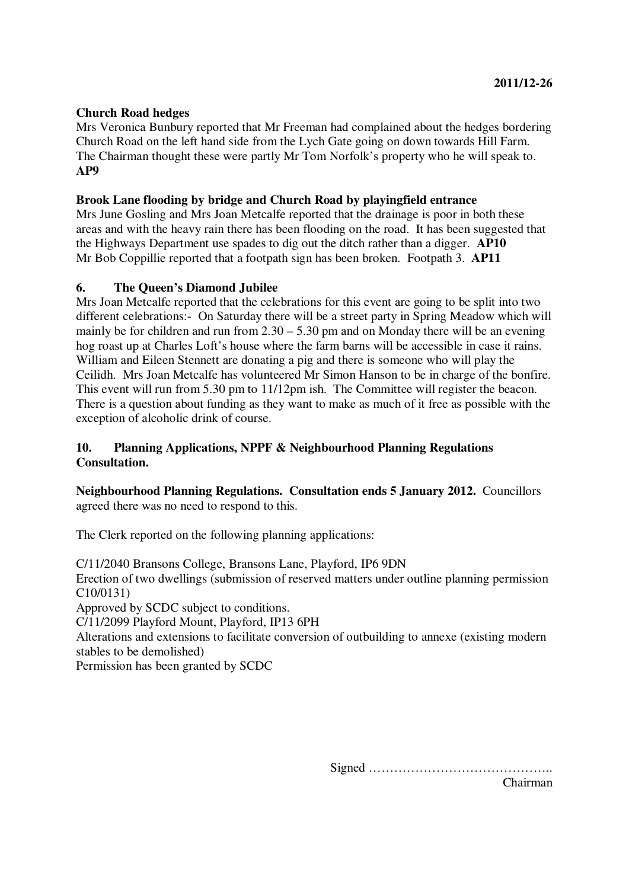2011/12-26

**Church Road hedges**

Mrs Veronica Bunbury reported that Mr Freeman had complained about the hedges bordering Church Road on the left hand side from the Lych Gate going on down towards Hill Farm. The Chairman thought these were partly Mr Tom Norfolk's property who he will speak to. **AP9**

**Brook Lane flooding by bridge and Church Road by playingfield entrance**

Mrs June Gosling and Mrs Joan Metcalfe reported that the drainage is poor in both these areas and with the heavy rain there has been flooding on the road. It has been suggested that the Highways Department use spades to dig out the ditch rather than a digger. **AP10**

Mr Bob Coppillie reported that a footpath sign has been broken. Footpath 3. **AP11**

## 6. The Queen's Diamond Jubilee

Mrs Joan Metcalfe reported that the celebrations for this event are going to be split into two different celebrations:- On Saturday there will be a street party in Spring Meadow which will mainly be for children and run from 2.30 – 5.30 pm and on Monday there will be an evening hog roast up at Charles Loft's house where the farm barns will be accessible in case it rains. William and Eileen Stennett are donating a pig and there is someone who will play the Ceilidh. Mrs Joan Metcalfe has volunteered Mr Simon Hanson to be in charge of the bonfire. This event will run from 5.30 pm to 11/12pm ish. The Committee will register the beacon. There is a question about funding as they want to make as much of it free as possible with the exception of alcoholic drink of course.

## 10. Planning Applications, NPPF & Neighbourhood Planning Regulations Consultation.

**Neighbourhood Planning Regulations. Consultation ends 5 January 2012.** Councillors agreed there was no need to respond to this.

The Clerk reported on the following planning applications:

C/11/2040 Bransons College, Bransons Lane, Playford, IP6 9DN
Erection of two dwellings (submission of reserved matters under outline planning permission C10/0131)
Approved by SCDC subject to conditions.
C/11/2099 Playford Mount, Playford, IP13 6PH
Alterations and extensions to facilitate conversion of outbuilding to annexe (existing modern stables to be demolished)
Permission has been granted by SCDC

Signed ……………………………………..
Chairman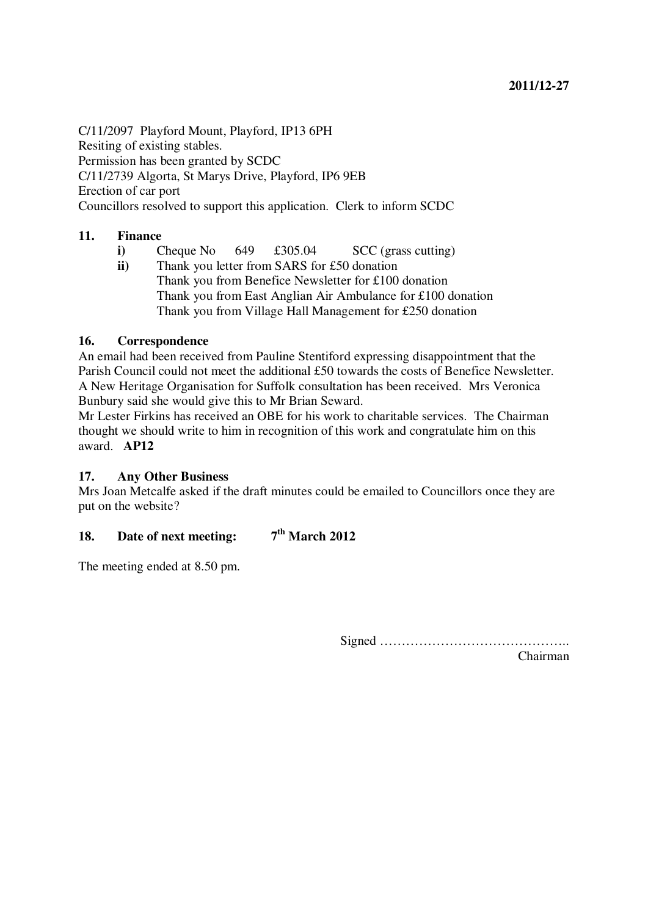**2011/12-27**

C/11/2097 Playford Mount, Playford, IP13 6PH
Resiting of existing stables.
Permission has been granted by SCDC
C/11/2739 Algorta, St Marys Drive, Playford, IP6 9EB
Erection of car port
Councillors resolved to support this application. Clerk to inform SCDC

## 11. Finance

- **i)** Cheque No 649 £305.04 SCC (grass cutting)
- **ii)** Thank you letter from SARS for £50 donation
  Thank you from Benefice Newsletter for £100 donation
  Thank you from East Anglian Air Ambulance for £100 donation
  Thank you from Village Hall Management for £250 donation

## 16. Correspondence

An email had been received from Pauline Stentiford expressing disappointment that the Parish Council could not meet the additional £50 towards the costs of Benefice Newsletter.
A New Heritage Organisation for Suffolk consultation has been received. Mrs Veronica Bunbury said she would give this to Mr Brian Seward.
Mr Lester Firkins has received an OBE for his work to charitable services. The Chairman thought we should write to him in recognition of this work and congratulate him on this award. **AP12**

## 17. Any Other Business

Mrs Joan Metcalfe asked if the draft minutes could be emailed to Councillors once they are put on the website?

## 18. Date of next meeting: 7th March 2012

The meeting ended at 8.50 pm.

Signed ……………………………………..
Chairman